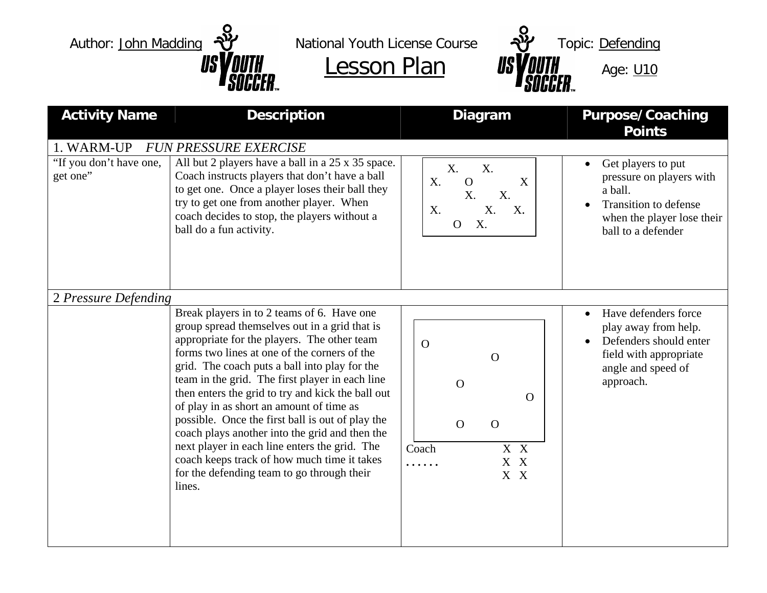Author: John Madding | National Youth License Course | Topic: Defending

# Lesson Plan

Age: U10

| Activity Name | Description | Diagram | Purpose/Coaching Points |
|---|---|---|---|
| 1. WARM-UP *FUN PRESSURE EXERCISE* | | | |
| "If you don't have one, get one" | All but 2 players have a ball in a 25 x 35 space. Coach instructs players that don't have a ball to get one. Once a player loses their ball they try to get one from another player. When coach decides to stop, the players without a ball do a fun activity. | X. X. X. O X X. X. X. X. X. O X. | • Get players to put pressure on players with a ball.<br>• Transition to defense when the player lose their ball to a defender |
| 2 *Pressure Defending* | | | |
| | Break players in to 2 teams of 6. Have one group spread themselves out in a grid that is appropriate for the players. The other team forms two lines at one of the corners of the grid. The coach puts a ball into play for the team in the grid. The first player in each line then enters the grid to try and kick the ball out of play in as short an amount of time as possible. Once the first ball is out of play the coach plays another into the grid and then the next player in each line enters the grid. The coach keeps track of how much time it takes for the defending team to go through their lines. | O O O O O O<br>Coach X X<br>...... X X<br>X X | • Have defenders force play away from help.<br>• Defenders should enter field with appropriate angle and speed of approach. |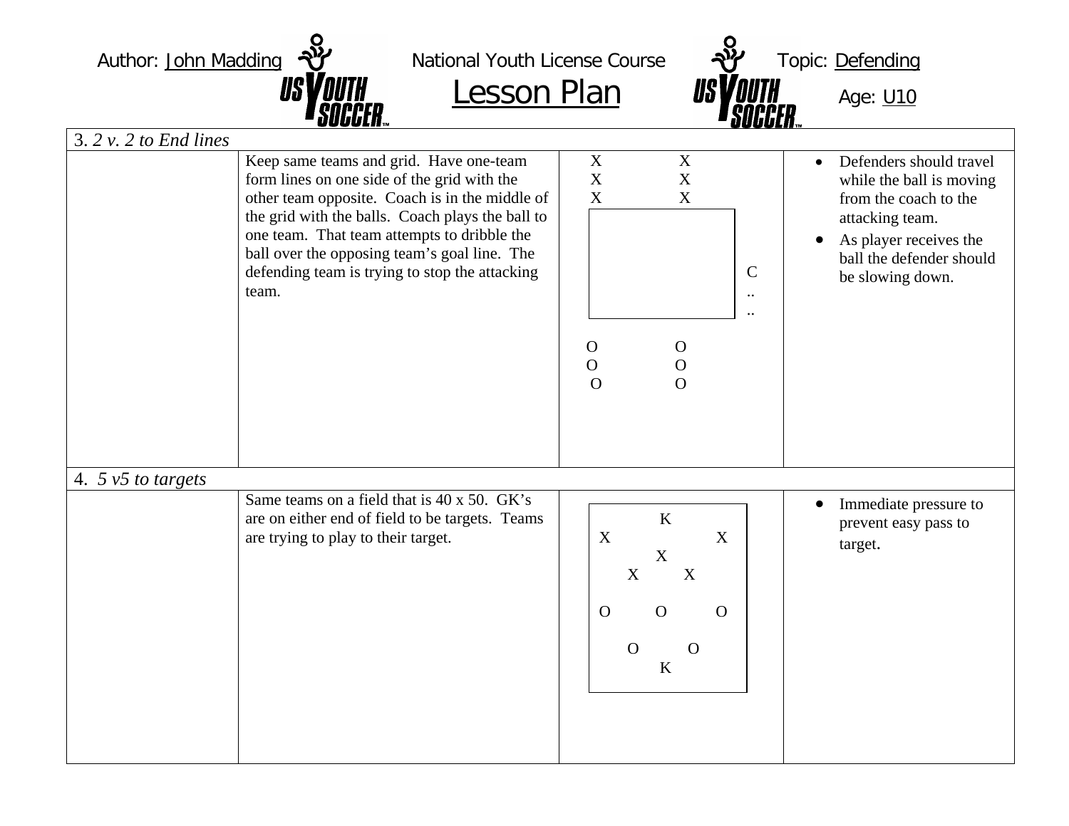Author: John Madding — National Youth License Course — Topic: Defending

# Lesson Plan

Age: U10

| 3. *2 v. 2 to End lines* | | | |
|---|---|---|---|
| | Keep same teams and grid. Have one-team form lines on one side of the grid with the other team opposite. Coach is in the middle of the grid with the balls. Coach plays the ball to one team. That team attempts to dribble the ball over the opposing team's goal line. The defending team is trying to stop the attacking team. | X X<br>X X<br>X X<br>C<br>..<br>..<br>O O<br>O O<br>O O | • Defenders should travel while the ball is moving from the coach to the attacking team.<br>• As player receives the ball the defender should be slowing down. |
| 4. *5 v5 to targets* | | | |
| | Same teams on a field that is 40 x 50. GK's are on either end of field to be targets. Teams are trying to play to their target. | K<br>X X<br>X<br>X X<br>O O O<br>O O<br>K | • Immediate pressure to prevent easy pass to target. |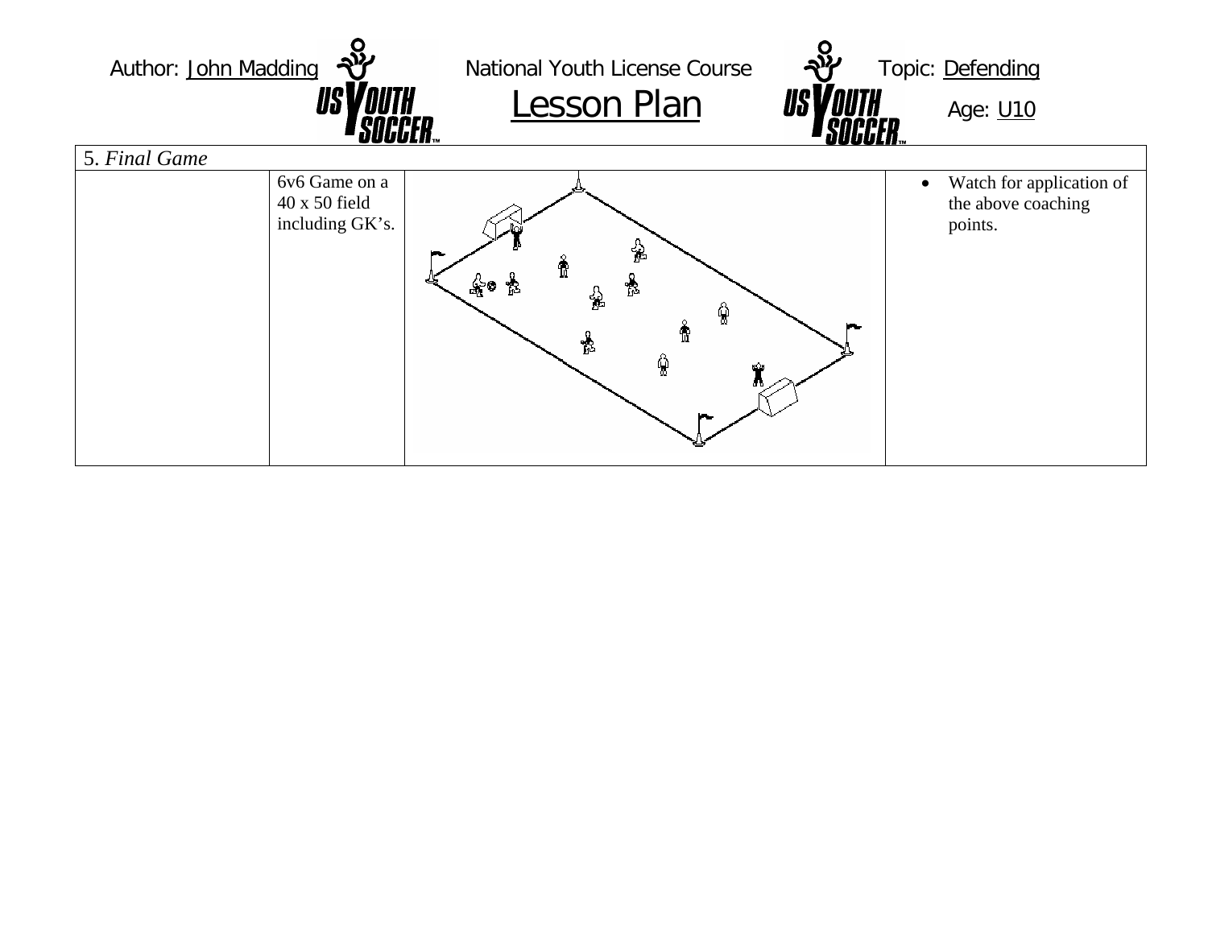Author: John Madding | National Youth License Course | Topic: Defending

# Lesson Plan

Age: U10

| 5. *Final Game* | | | |
|---|---|---|---|
| | 6v6 Game on a 40 x 50 field including GK's. | | • Watch for application of the above coaching points. |